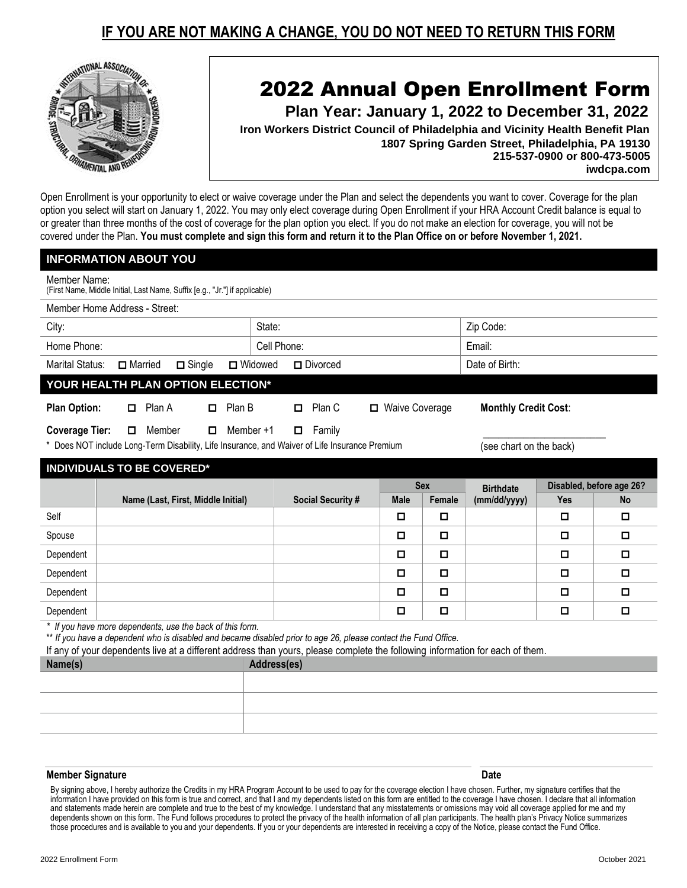**IF YOU ARE NOT MAKING A CHANGE, YOU DO NOT NEED TO RETURN THIS FORM**

# 2022 Annual Open Enrollment Form

## Plan Year: January 1, 2022 to December 31, 2022

**Iron Workers District Council of Philadelphia and Vicinity Health Benefit Plan**
**1807 Spring Garden Street, Philadelphia, PA 19130**
**215-537-0900 or 800-473-5005**
**iwdcpa.com**

Open Enrollment is your opportunity to elect or waive coverage under the Plan and select the dependents you want to cover. Coverage for the plan option you select will start on January 1, 2022. You may only elect coverage during Open Enrollment if your HRA Account Credit balance is equal to or greater than three months of the cost of coverage for the plan option you elect. If you do not make an election for coverage, you will not be covered under the Plan. **You must complete and sign this form and return it to the Plan Office on or before November 1, 2021.**

## INFORMATION ABOUT YOU

Member Name:
(First Name, Middle Initial, Last Name, Suffix [e.g., "Jr."] if applicable)

Member Home Address - Street:

| City: | State: | Zip Code: |
|---|---|---|
| Home Phone: | Cell Phone: | Email: |
| Marital Status: ☐ Married ☐ Single ☐ Widowed ☐ Divorced | | Date of Birth: |

## YOUR HEALTH PLAN OPTION ELECTION*

**Plan Option:** ☐ Plan A ☐ Plan B ☐ Plan C ☐ Waive Coverage

**Monthly Credit Cost**: ______________________ (see chart on the back)

**Coverage Tier:** ☐ Member ☐ Member +1 ☐ Family

\* Does NOT include Long-Term Disability, Life Insurance, and Waiver of Life Insurance Premium

## INDIVIDUALS TO BE COVERED*

| | Name (Last, First, Middle Initial) | Social Security # | Sex | | Birthdate (mm/dd/yyyy) | Disabled, before age 26? | |
|---|---|---|---|---|---|---|---|
| | | | Male | Female | | Yes | No |
| Self | | | ☐ | ☐ | | ☐ | ☐ |
| Spouse | | | ☐ | ☐ | | ☐ | ☐ |
| Dependent | | | ☐ | ☐ | | ☐ | ☐ |
| Dependent | | | ☐ | ☐ | | ☐ | ☐ |
| Dependent | | | ☐ | ☐ | | ☐ | ☐ |
| Dependent | | | ☐ | ☐ | | ☐ | ☐ |

*\* If you have more dependents, use the back of this form.*

*\*\* If you have a dependent who is disabled and became disabled prior to age 26, please contact the Fund Office.*

If any of your dependents live at a different address than yours, please complete the following information for each of them.

| Name(s) | Address(es) |
|---|---|
| | |
| | |
| | |

**Member Signature** _______________________________ **Date** ______________

By signing above, I hereby authorize the Credits in my HRA Program Account to be used to pay for the coverage election I have chosen. Further, my signature certifies that the information I have provided on this form is true and correct, and that I and my dependents listed on this form are entitled to the coverage I have chosen. I declare that all information and statements made herein are complete and true to the best of my knowledge. I understand that any misstatements or omissions may void all coverage applied for me and my dependents shown on this form. The Fund follows procedures to protect the privacy of the health information of all plan participants. The health plan's Privacy Notice summarizes those procedures and is available to you and your dependents. If you or your dependents are interested in receiving a copy of the Notice, please contact the Fund Office.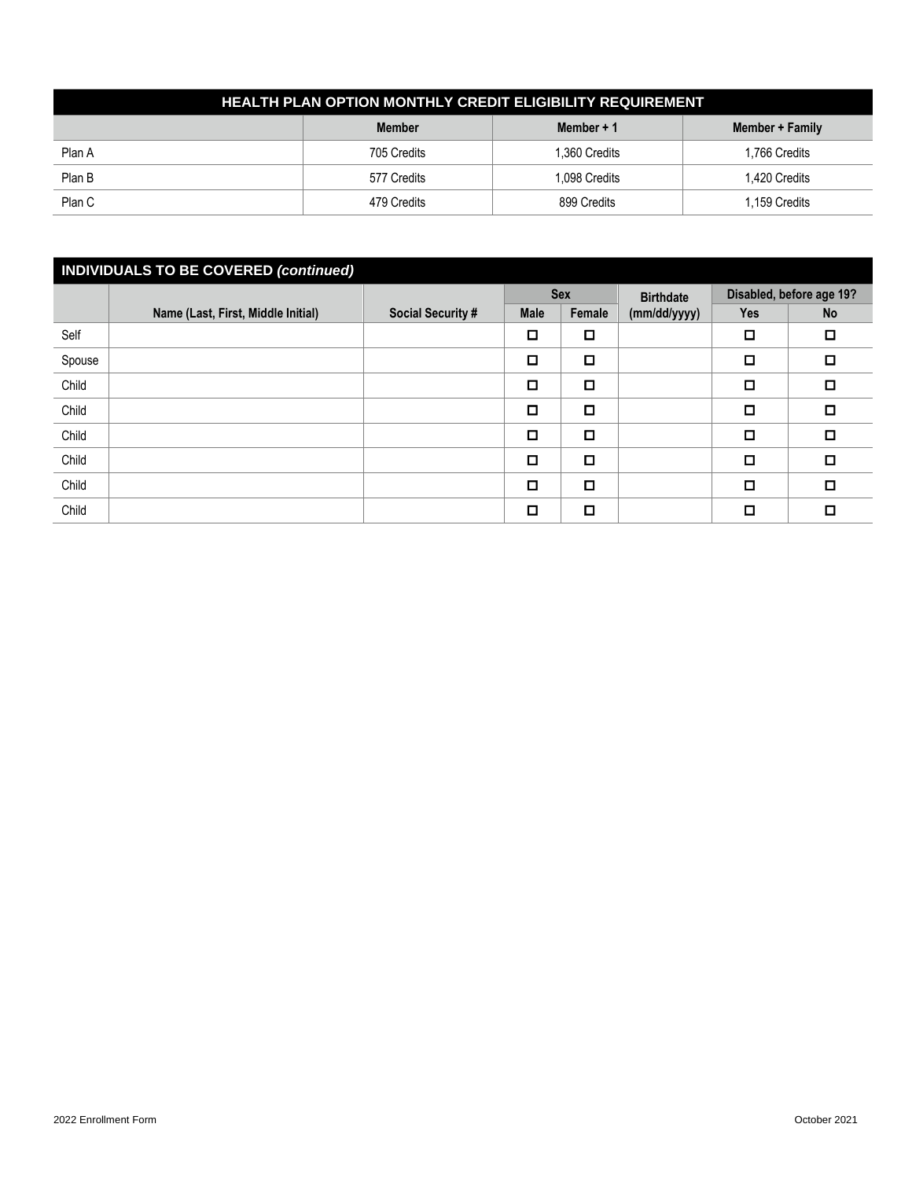## HEALTH PLAN OPTION MONTHLY CREDIT ELIGIBILITY REQUIREMENT

| | Member | Member + 1 | Member + Family |
|---|---|---|---|
| Plan A | 705 Credits | 1,360 Credits | 1,766 Credits |
| Plan B | 577 Credits | 1,098 Credits | 1,420 Credits |
| Plan C | 479 Credits | 899 Credits | 1,159 Credits |

## INDIVIDUALS TO BE COVERED *(continued)*

| | Name (Last, First, Middle Initial) | Social Security # | Sex | | Birthdate (mm/dd/yyyy) | Disabled, before age 19? | |
|---|---|---|---|---|---|---|---|
| | | | Male | Female | | Yes | No |
| Self | | | ☐ | ☐ | | ☐ | ☐ |
| Spouse | | | ☐ | ☐ | | ☐ | ☐ |
| Child | | | ☐ | ☐ | | ☐ | ☐ |
| Child | | | ☐ | ☐ | | ☐ | ☐ |
| Child | | | ☐ | ☐ | | ☐ | ☐ |
| Child | | | ☐ | ☐ | | ☐ | ☐ |
| Child | | | ☐ | ☐ | | ☐ | ☐ |
| Child | | | ☐ | ☐ | | ☐ | ☐ |